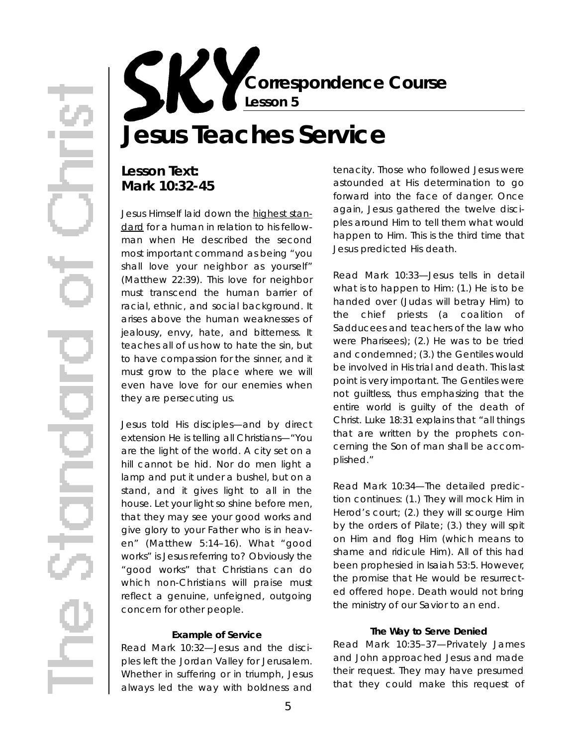# SKY Correspondence Course

**Lesson 5**

# Jesus Teaches Service

## Lesson Text: Mark 10:32-45

Jesus Himself laid down the highest standard for a human in relation to his fellowman when He described the second most important command as being "you shall love your neighbor as yourself" (Matthew 22:39). This love for neighbor must transcend the human barrier of racial, ethnic, and social background. It arises above the human weaknesses of jealousy, envy, hate, and bitterness. It teaches all of us how to hate the sin, but to have compassion for the sinner, and it must grow to the place where we will even have love for our enemies when they are persecuting us.

Jesus told His disciples—and by direct extension He is telling all Christians—"You are the light of the world. A city set on a hill cannot be hid. Nor do men light a lamp and put it under a bushel, but on a stand, and it gives light to all in the house. Let your light so shine before men, that they may see your good works and give glory to your Father who is in heaven" (Matthew 5:14–16). What "good works" is Jesus referring to? Obviously the "good works" that Christians can do which non-Christians will praise must reflect a genuine, unfeigned, outgoing concern for other people.

### Example of Service

Read Mark 10:32—Jesus and the disciples left the Jordan Valley for Jerusalem. Whether in suffering or in triumph, Jesus always led the way with boldness and tenacity. Those who followed Jesus were astounded at His determination to go forward into the face of danger. Once again, Jesus gathered the twelve disciples around Him to tell them what would happen to Him. This is the third time that Jesus predicted His death.

Read Mark 10:33—Jesus tells in detail what is to happen to Him: (1.) He is to be handed over (Judas will betray Him) to the chief priests (a coalition of Sadducees and teachers of the law who were Pharisees); (2.) He was to be tried and condemned; (3.) the Gentiles would be involved in His trial and death. This last point is very important. The Gentiles were not guiltless, thus emphasizing that the entire world is guilty of the death of Christ. Luke 18:31 explains that "all things that are written by the prophets concerning the Son of man shall be accomplished."

Read Mark 10:34—The detailed prediction continues: (1.) They will mock Him in Herod's court; (2.) they will scourge Him by the orders of Pilate; (3.) they will spit on Him and flog Him (which means to shame and ridicule Him). All of this had been prophesied in Isaiah 53:5. However, the promise that He would be resurrected offered hope. Death would not bring the ministry of our Savior to an end.

### The Way to Serve Denied

Read Mark 10:35–37—Privately James and John approached Jesus and made their request. They may have presumed that they could make this request of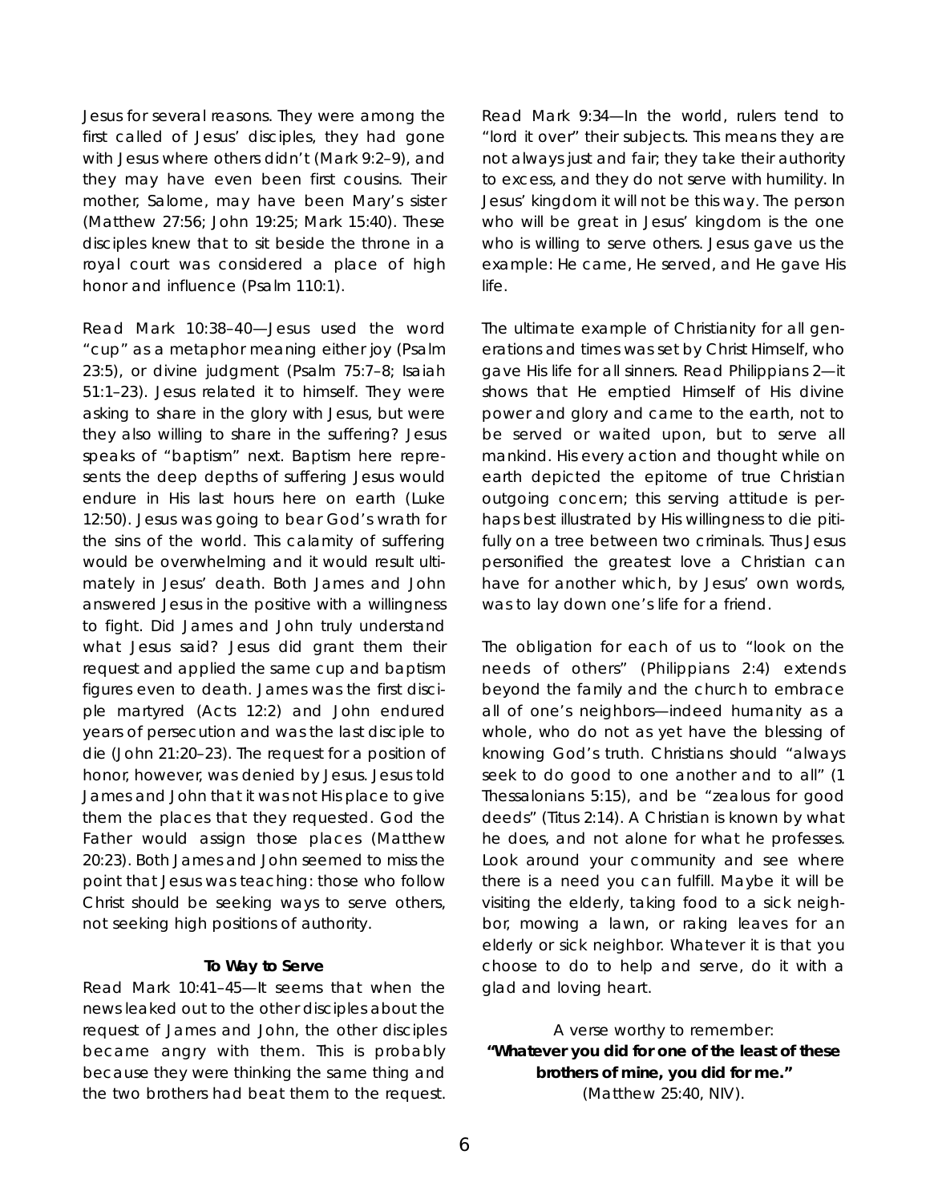Jesus for several reasons. They were among the first called of Jesus' disciples, they had gone with Jesus where others didn't (Mark 9:2–9), and they may have even been first cousins. Their mother, Salome, may have been Mary's sister (Matthew 27:56; John 19:25; Mark 15:40). These disciples knew that to sit beside the throne in a royal court was considered a place of high honor and influence (Psalm 110:1).

Read Mark 10:38–40—Jesus used the word "cup" as a metaphor meaning either joy (Psalm 23:5), or divine judgment (Psalm 75:7–8; Isaiah 51:1–23). Jesus related it to himself. They were asking to share in the glory with Jesus, but were they also willing to share in the suffering? Jesus speaks of "baptism" next. Baptism here represents the deep depths of suffering Jesus would endure in His last hours here on earth (Luke 12:50). Jesus was going to bear God's wrath for the sins of the world. This calamity of suffering would be overwhelming and it would result ultimately in Jesus' death. Both James and John answered Jesus in the positive with a willingness to fight. Did James and John truly understand what Jesus said? Jesus did grant them their request and applied the same cup and baptism figures even to death. James was the first disciple martyred (Acts 12:2) and John endured years of persecution and was the last disciple to die (John 21:20–23). The request for a position of honor, however, was denied by Jesus. Jesus told James and John that it was not His place to give them the places that they requested. God the Father would assign those places (Matthew 20:23). Both James and John seemed to miss the point that Jesus was teaching: those who follow Christ should be seeking ways to serve others, not seeking high positions of authority.

**To Way to Serve**

Read Mark 10:41–45—It seems that when the news leaked out to the other disciples about the request of James and John, the other disciples became angry with them. This is probably because they were thinking the same thing and the two brothers had beat them to the request.

Read Mark 9:34—In the world, rulers tend to "lord it over" their subjects. This means they are not always just and fair; they take their authority to excess, and they do not serve with humility. In Jesus' kingdom it will not be this way. The person who will be great in Jesus' kingdom is the one who is willing to serve others. Jesus gave us the example: He came, He served, and He gave His life.

The ultimate example of Christianity for all generations and times was set by Christ Himself, who gave His life for all sinners. Read Philippians 2—it shows that He emptied Himself of His divine power and glory and came to the earth, not to be served or waited upon, but to serve all mankind. His every action and thought while on earth depicted the epitome of true Christian outgoing concern; this serving attitude is perhaps best illustrated by His willingness to die pitifully on a tree between two criminals. Thus Jesus personified the greatest love a Christian can have for another which, by Jesus' own words, was to lay down one's life for a friend.

The obligation for each of us to "look on the needs of others" (Philippians 2:4) extends beyond the family and the church to embrace all of one's neighbors—indeed humanity as a whole, who do not as yet have the blessing of knowing God's truth. Christians should "always seek to do good to one another and to all" (1 Thessalonians 5:15), and be "zealous for good deeds" (Titus 2:14). A Christian is known by what he does, and not alone for what he professes. Look around your community and see where there is a need you can fulfill. Maybe it will be visiting the elderly, taking food to a sick neighbor, mowing a lawn, or raking leaves for an elderly or sick neighbor. Whatever it is that you choose to do to help and serve, do it with a glad and loving heart.

A verse worthy to remember:

**"Whatever you did for one of the least of these brothers of mine, you did for me."**

(Matthew 25:40, NIV).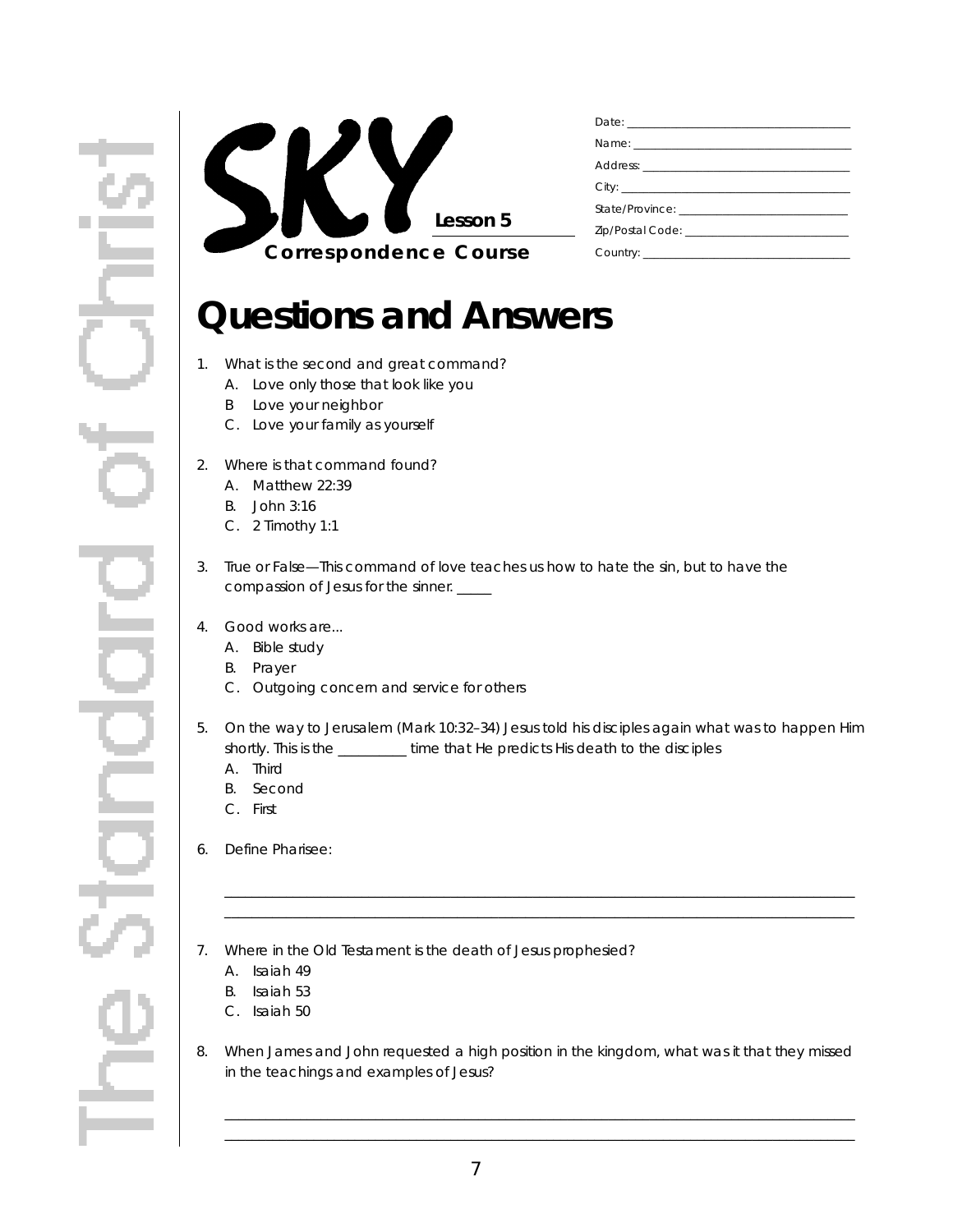SKY

Lesson 5

Correspondence Course

Date: ______________________________

Name: ______________________________

Address: ______________________________

City: ______________________________

State/Province: ______________________________

Zip/Postal Code: ______________________________

Country: ______________________________

# Questions and Answers

1. What is the second and great command?
   - A. Love only those that look like you
   - B Love your neighbor
   - C. Love your family as yourself

2. Where is that command found?
   - A. Matthew 22:39
   - B. John 3:16
   - C. 2 Timothy 1:1

3. True or False—This command of love teaches us how to hate the sin, but to have the compassion of Jesus for the sinner. _____

4. Good works are...
   - A. Bible study
   - B. Prayer
   - C. Outgoing concern and service for others

5. On the way to Jerusalem (Mark 10:32–34) Jesus told his disciples again what was to happen Him shortly. This is the __________ time that He predicts His death to the disciples
   - A. Third
   - B. Second
   - C. First

6. Define Pharisee:

   ______________________________________________________________________________

   ______________________________________________________________________________

7. Where in the Old Testament is the death of Jesus prophesied?
   - A. Isaiah 49
   - B. Isaiah 53
   - C. Isaiah 50

8. When James and John requested a high position in the kingdom, what was it that they missed in the teachings and examples of Jesus?

   ______________________________________________________________________________

   ______________________________________________________________________________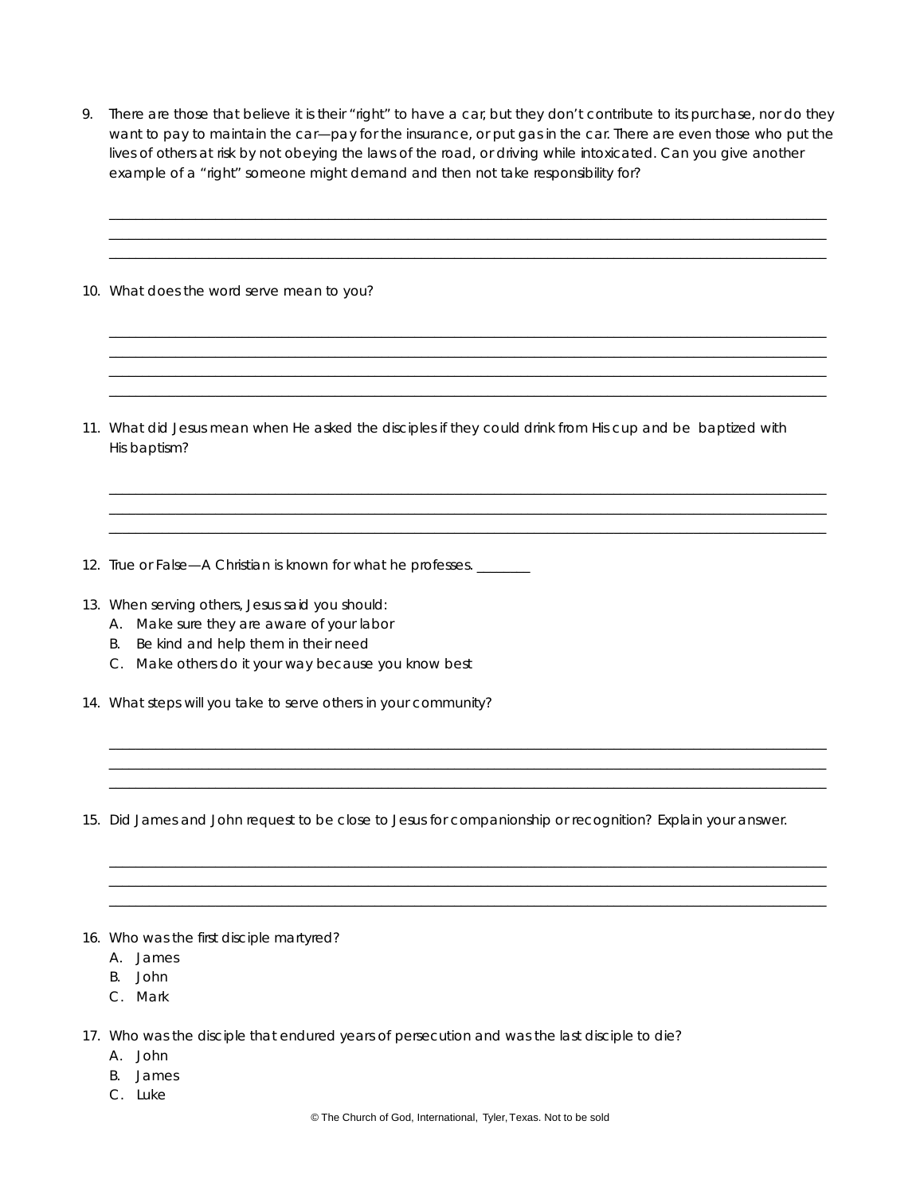9. There are those that believe it is their "right" to have a car, but they don't contribute to its purchase, nor do they want to pay to maintain the car—pay for the insurance, or put gas in the car. There are even those who put the lives of others at risk by not obeying the laws of the road, or driving while intoxicated. Can you give another example of a "right" someone might demand and then not take responsibility for?

_______________________________________________________________________________________________
_______________________________________________________________________________________________
_______________________________________________________________________________________________

10. What does the word serve mean to you?

_______________________________________________________________________________________________
_______________________________________________________________________________________________
_______________________________________________________________________________________________
_______________________________________________________________________________________________

11. What did Jesus mean when He asked the disciples if they could drink from His cup and be baptized with His baptism?

_______________________________________________________________________________________________
_______________________________________________________________________________________________
_______________________________________________________________________________________________

12. True or False—A Christian is known for what he professes. ________

13. When serving others, Jesus said you should:
    A. Make sure they are aware of your labor
    B. Be kind and help them in their need
    C. Make others do it your way because you know best

14. What steps will you take to serve others in your community?

_______________________________________________________________________________________________
_______________________________________________________________________________________________
_______________________________________________________________________________________________

15. Did James and John request to be close to Jesus for companionship or recognition? Explain your answer.

_______________________________________________________________________________________________
_______________________________________________________________________________________________
_______________________________________________________________________________________________

16. Who was the first disciple martyred?
    A. James
    B. John
    C. Mark

17. Who was the disciple that endured years of persecution and was the last disciple to die?
    A. John
    B. James
    C. Luke

© The Church of God, International, Tyler, Texas. Not to be sold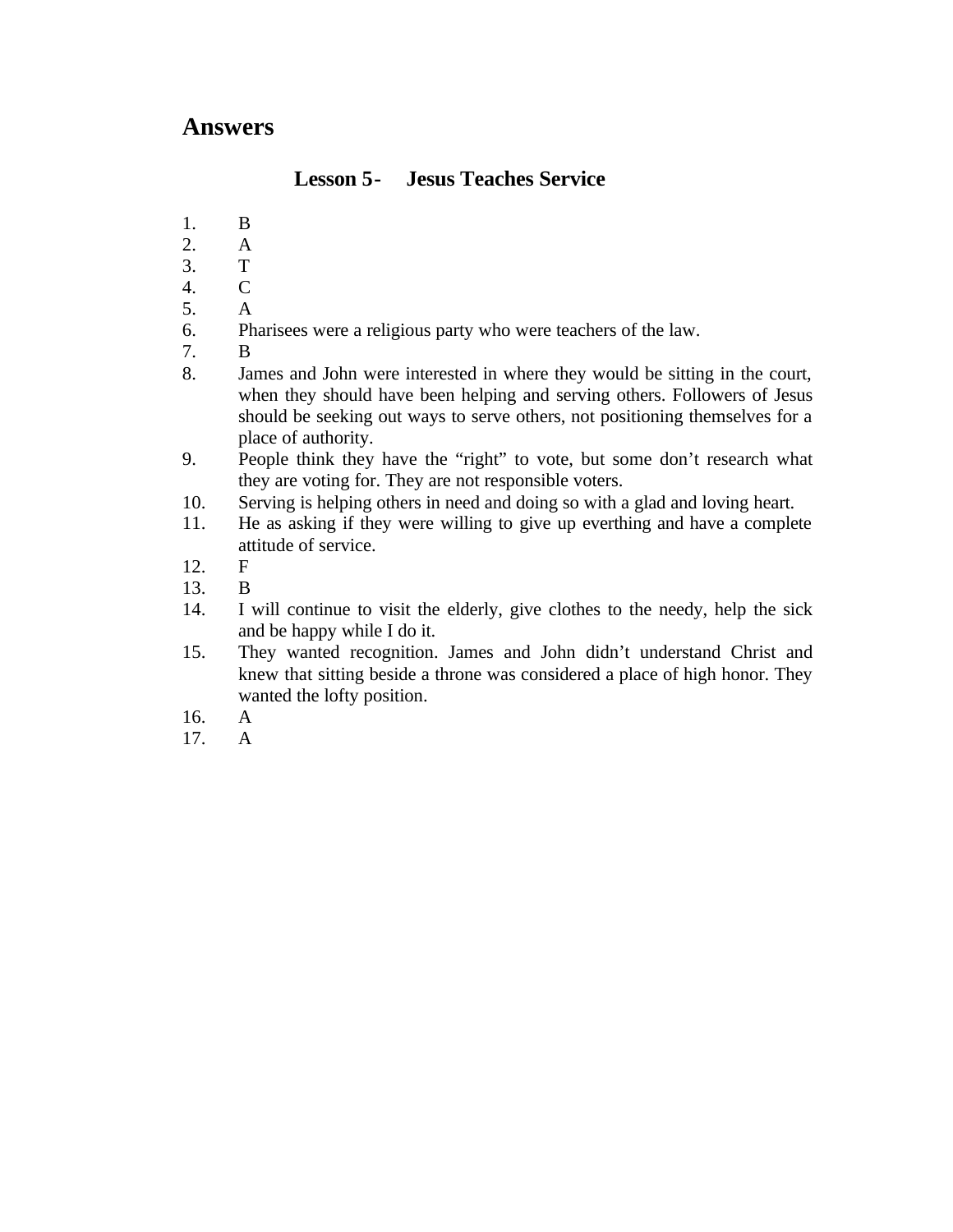# Answers

## Lesson 5- Jesus Teaches Service

1. B
2. A
3. T
4. C
5. A
6. Pharisees were a religious party who were teachers of the law.
7. B
8. James and John were interested in where they would be sitting in the court, when they should have been helping and serving others. Followers of Jesus should be seeking out ways to serve others, not positioning themselves for a place of authority.
9. People think they have the "right" to vote, but some don't research what they are voting for. They are not responsible voters.
10. Serving is helping others in need and doing so with a glad and loving heart.
11. He as asking if they were willing to give up everthing and have a complete attitude of service.
12. F
13. B
14. I will continue to visit the elderly, give clothes to the needy, help the sick and be happy while I do it.
15. They wanted recognition. James and John didn't understand Christ and knew that sitting beside a throne was considered a place of high honor. They wanted the lofty position.
16. A
17. A